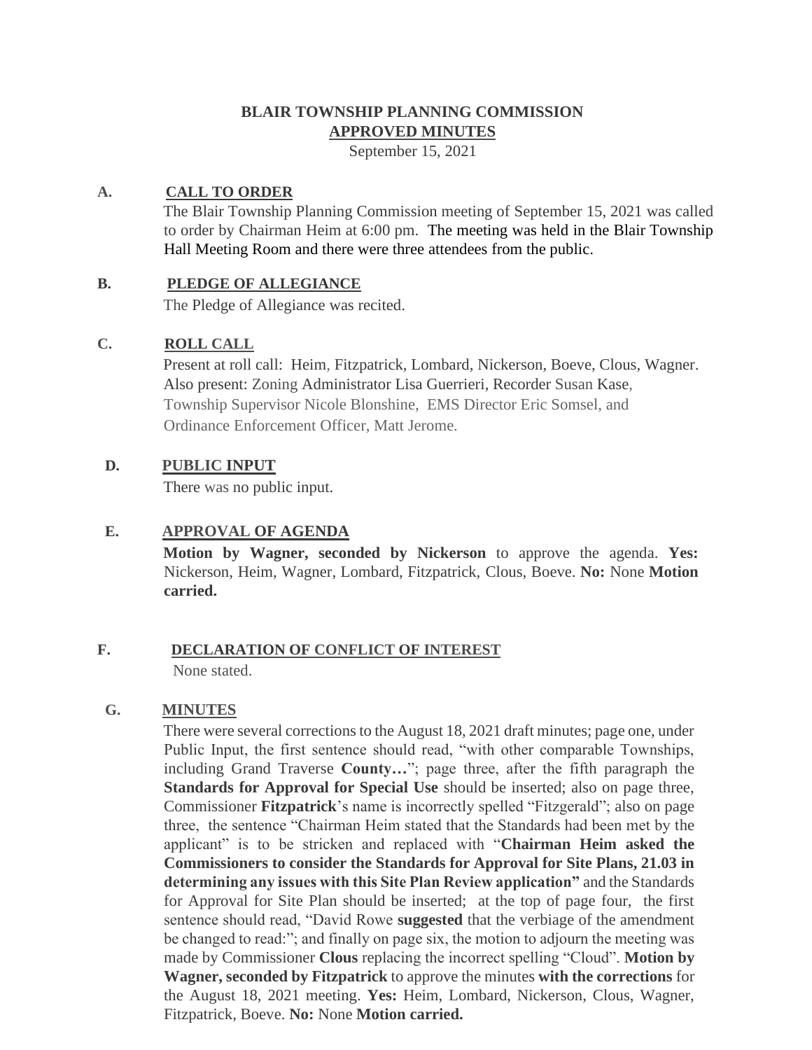# BLAIR TOWNSHIP PLANNING COMMISSION
## APPROVED MINUTES
September 15, 2021

**A. CALL TO ORDER**

The Blair Township Planning Commission meeting of September 15, 2021 was called to order by Chairman Heim at 6:00 pm. The meeting was held in the Blair Township Hall Meeting Room and there were three attendees from the public.

**B. PLEDGE OF ALLEGIANCE**

The Pledge of Allegiance was recited.

**C. ROLL CALL**

Present at roll call: Heim, Fitzpatrick, Lombard, Nickerson, Boeve, Clous, Wagner. Also present: Zoning Administrator Lisa Guerrieri, Recorder Susan Kase, Township Supervisor Nicole Blonshine, EMS Director Eric Somsel, and Ordinance Enforcement Officer, Matt Jerome.

**D. PUBLIC INPUT**

There was no public input.

**E. APPROVAL OF AGENDA**

**Motion by Wagner, seconded by Nickerson** to approve the agenda. **Yes:** Nickerson, Heim, Wagner, Lombard, Fitzpatrick, Clous, Boeve. **No:** None **Motion carried.**

**F. DECLARATION OF CONFLICT OF INTEREST**

None stated.

**G. MINUTES**

There were several corrections to the August 18, 2021 draft minutes; page one, under Public Input, the first sentence should read, "with other comparable Townships, including Grand Traverse **County…**"; page three, after the fifth paragraph the **Standards for Approval for Special Use** should be inserted; also on page three, Commissioner **Fitzpatrick**'s name is incorrectly spelled "Fitzgerald"; also on page three, the sentence "Chairman Heim stated that the Standards had been met by the applicant" is to be stricken and replaced with "**Chairman Heim asked the Commissioners to consider the Standards for Approval for Site Plans, 21.03 in determining any issues with this Site Plan Review application"** and the Standards for Approval for Site Plan should be inserted; at the top of page four, the first sentence should read, "David Rowe **suggested** that the verbiage of the amendment be changed to read:"; and finally on page six, the motion to adjourn the meeting was made by Commissioner **Clous** replacing the incorrect spelling "Cloud". **Motion by Wagner, seconded by Fitzpatrick** to approve the minutes **with the corrections** for the August 18, 2021 meeting. **Yes:** Heim, Lombard, Nickerson, Clous, Wagner, Fitzpatrick, Boeve. **No:** None **Motion carried.**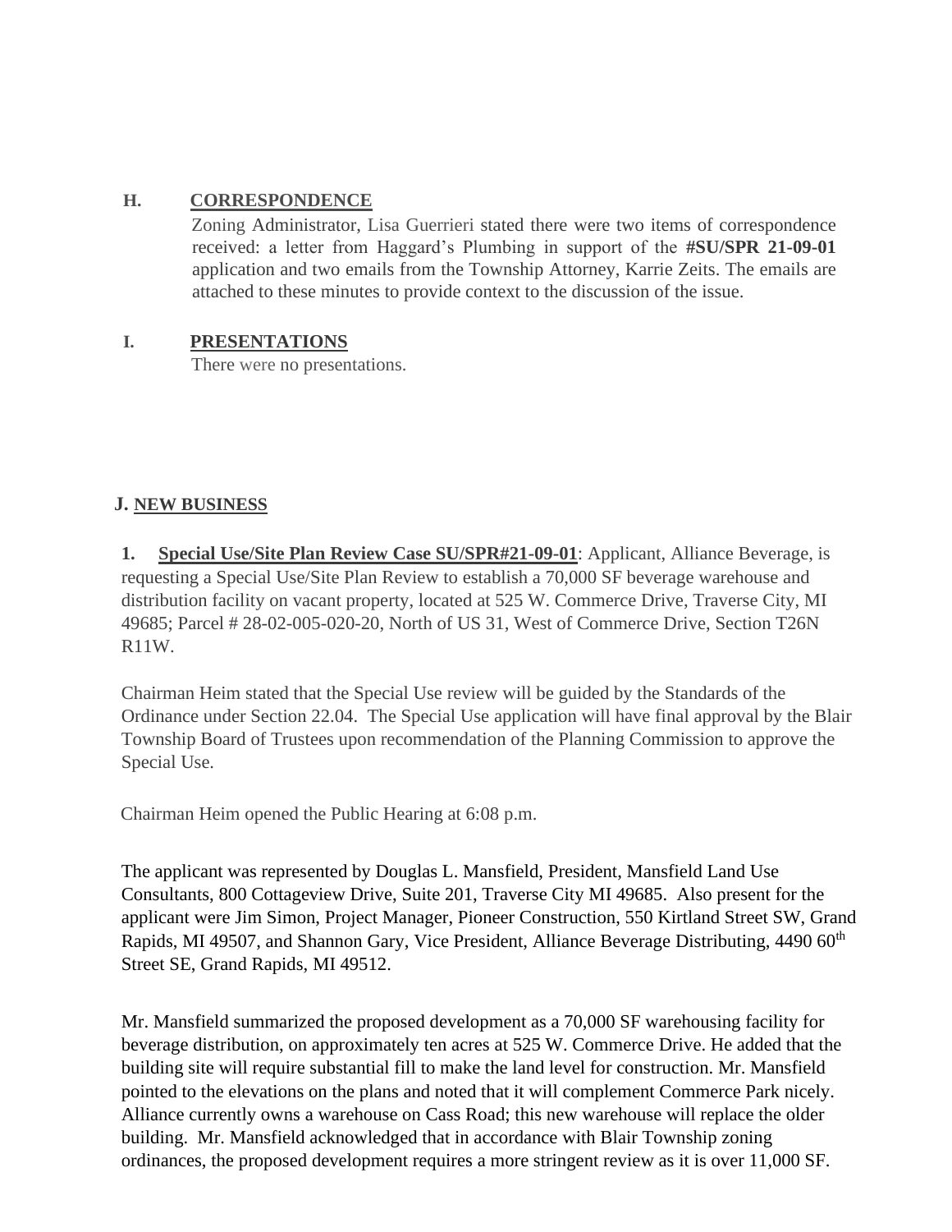## H. CORRESPONDENCE

Zoning Administrator, Lisa Guerrieri stated there were two items of correspondence received: a letter from Haggard's Plumbing in support of the **#SU/SPR 21-09-01** application and two emails from the Township Attorney, Karrie Zeits. The emails are attached to these minutes to provide context to the discussion of the issue.

## I. PRESENTATIONS

There were no presentations.

## J. NEW BUSINESS

**1. Special Use/Site Plan Review Case SU/SPR#21-09-01**: Applicant, Alliance Beverage, is requesting a Special Use/Site Plan Review to establish a 70,000 SF beverage warehouse and distribution facility on vacant property, located at 525 W. Commerce Drive, Traverse City, MI 49685; Parcel # 28-02-005-020-20, North of US 31, West of Commerce Drive, Section T26N R11W.

Chairman Heim stated that the Special Use review will be guided by the Standards of the Ordinance under Section 22.04. The Special Use application will have final approval by the Blair Township Board of Trustees upon recommendation of the Planning Commission to approve the Special Use.

Chairman Heim opened the Public Hearing at 6:08 p.m.

The applicant was represented by Douglas L. Mansfield, President, Mansfield Land Use Consultants, 800 Cottageview Drive, Suite 201, Traverse City MI 49685. Also present for the applicant were Jim Simon, Project Manager, Pioneer Construction, 550 Kirtland Street SW, Grand Rapids, MI 49507, and Shannon Gary, Vice President, Alliance Beverage Distributing, 4490 60th Street SE, Grand Rapids, MI 49512.

Mr. Mansfield summarized the proposed development as a 70,000 SF warehousing facility for beverage distribution, on approximately ten acres at 525 W. Commerce Drive. He added that the building site will require substantial fill to make the land level for construction. Mr. Mansfield pointed to the elevations on the plans and noted that it will complement Commerce Park nicely. Alliance currently owns a warehouse on Cass Road; this new warehouse will replace the older building. Mr. Mansfield acknowledged that in accordance with Blair Township zoning ordinances, the proposed development requires a more stringent review as it is over 11,000 SF.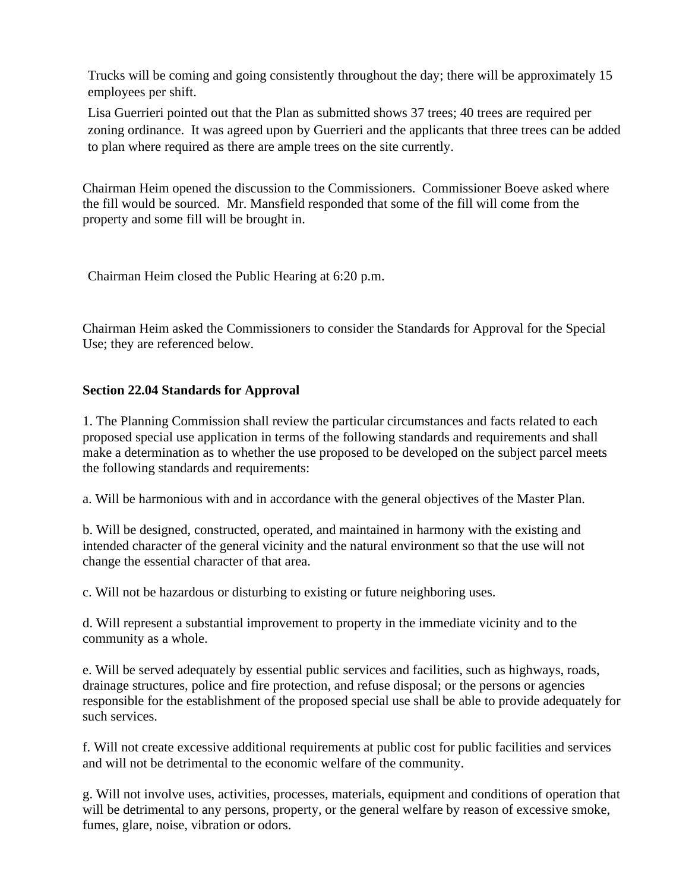Trucks will be coming and going consistently throughout the day; there will be approximately 15 employees per shift.

Lisa Guerrieri pointed out that the Plan as submitted shows 37 trees; 40 trees are required per zoning ordinance. It was agreed upon by Guerrieri and the applicants that three trees can be added to plan where required as there are ample trees on the site currently.

Chairman Heim opened the discussion to the Commissioners. Commissioner Boeve asked where the fill would be sourced. Mr. Mansfield responded that some of the fill will come from the property and some fill will be brought in.

Chairman Heim closed the Public Hearing at 6:20 p.m.

Chairman Heim asked the Commissioners to consider the Standards for Approval for the Special Use; they are referenced below.

**Section 22.04 Standards for Approval**

1. The Planning Commission shall review the particular circumstances and facts related to each proposed special use application in terms of the following standards and requirements and shall make a determination as to whether the use proposed to be developed on the subject parcel meets the following standards and requirements:

a. Will be harmonious with and in accordance with the general objectives of the Master Plan.

b. Will be designed, constructed, operated, and maintained in harmony with the existing and intended character of the general vicinity and the natural environment so that the use will not change the essential character of that area.

c. Will not be hazardous or disturbing to existing or future neighboring uses.

d. Will represent a substantial improvement to property in the immediate vicinity and to the community as a whole.

e. Will be served adequately by essential public services and facilities, such as highways, roads, drainage structures, police and fire protection, and refuse disposal; or the persons or agencies responsible for the establishment of the proposed special use shall be able to provide adequately for such services.

f. Will not create excessive additional requirements at public cost for public facilities and services and will not be detrimental to the economic welfare of the community.

g. Will not involve uses, activities, processes, materials, equipment and conditions of operation that will be detrimental to any persons, property, or the general welfare by reason of excessive smoke, fumes, glare, noise, vibration or odors.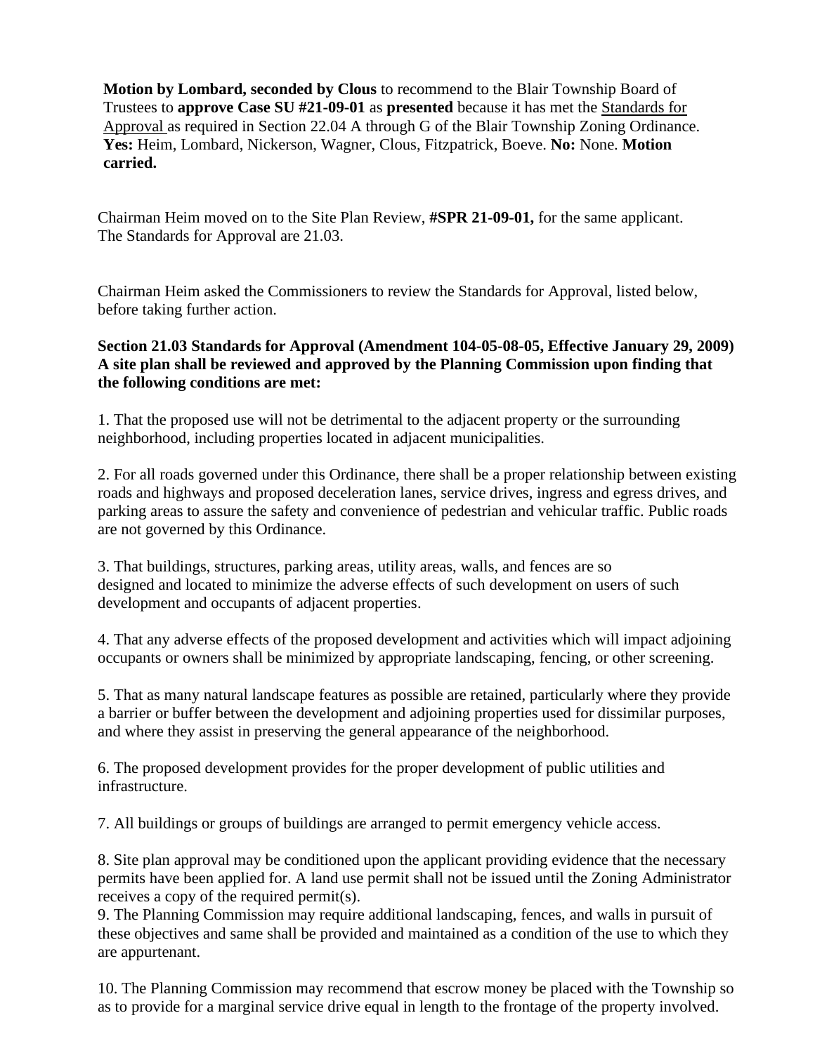**Motion by Lombard, seconded by Clous** to recommend to the Blair Township Board of Trustees to **approve Case SU #21-09-01** as **presented** because it has met the Standards for Approval as required in Section 22.04 A through G of the Blair Township Zoning Ordinance. **Yes:** Heim, Lombard, Nickerson, Wagner, Clous, Fitzpatrick, Boeve. **No:** None. **Motion carried.**

Chairman Heim moved on to the Site Plan Review, **#SPR 21-09-01,** for the same applicant. The Standards for Approval are 21.03.

Chairman Heim asked the Commissioners to review the Standards for Approval, listed below, before taking further action.

**Section 21.03 Standards for Approval (Amendment 104-05-08-05, Effective January 29, 2009) A site plan shall be reviewed and approved by the Planning Commission upon finding that the following conditions are met:**

1. That the proposed use will not be detrimental to the adjacent property or the surrounding neighborhood, including properties located in adjacent municipalities.

2. For all roads governed under this Ordinance, there shall be a proper relationship between existing roads and highways and proposed deceleration lanes, service drives, ingress and egress drives, and parking areas to assure the safety and convenience of pedestrian and vehicular traffic. Public roads are not governed by this Ordinance.

3. That buildings, structures, parking areas, utility areas, walls, and fences are so designed and located to minimize the adverse effects of such development on users of such development and occupants of adjacent properties.

4. That any adverse effects of the proposed development and activities which will impact adjoining occupants or owners shall be minimized by appropriate landscaping, fencing, or other screening.

5. That as many natural landscape features as possible are retained, particularly where they provide a barrier or buffer between the development and adjoining properties used for dissimilar purposes, and where they assist in preserving the general appearance of the neighborhood.

6. The proposed development provides for the proper development of public utilities and infrastructure.

7. All buildings or groups of buildings are arranged to permit emergency vehicle access.

8. Site plan approval may be conditioned upon the applicant providing evidence that the necessary permits have been applied for. A land use permit shall not be issued until the Zoning Administrator receives a copy of the required permit(s).

9. The Planning Commission may require additional landscaping, fences, and walls in pursuit of these objectives and same shall be provided and maintained as a condition of the use to which they are appurtenant.

10. The Planning Commission may recommend that escrow money be placed with the Township so as to provide for a marginal service drive equal in length to the frontage of the property involved.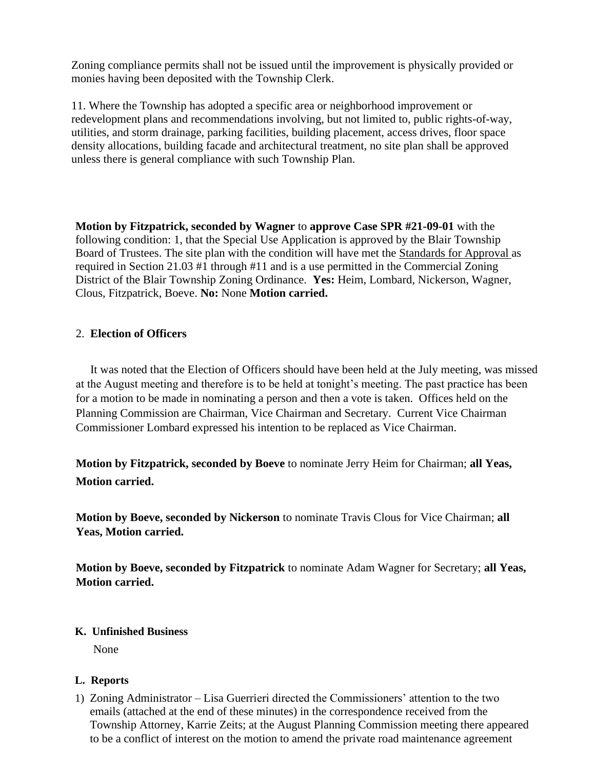Zoning compliance permits shall not be issued until the improvement is physically provided or monies having been deposited with the Township Clerk.

11. Where the Township has adopted a specific area or neighborhood improvement or redevelopment plans and recommendations involving, but not limited to, public rights-of-way, utilities, and storm drainage, parking facilities, building placement, access drives, floor space density allocations, building facade and architectural treatment, no site plan shall be approved unless there is general compliance with such Township Plan.

**Motion by Fitzpatrick, seconded by Wagner** to **approve Case SPR #21-09-01** with the following condition: 1, that the Special Use Application is approved by the Blair Township Board of Trustees. The site plan with the condition will have met the Standards for Approval as required in Section 21.03 #1 through #11 and is a use permitted in the Commercial Zoning District of the Blair Township Zoning Ordinance. **Yes:** Heim, Lombard, Nickerson, Wagner, Clous, Fitzpatrick, Boeve. **No:** None **Motion carried.**

2. **Election of Officers**

It was noted that the Election of Officers should have been held at the July meeting, was missed at the August meeting and therefore is to be held at tonight's meeting. The past practice has been for a motion to be made in nominating a person and then a vote is taken. Offices held on the Planning Commission are Chairman, Vice Chairman and Secretary. Current Vice Chairman Commissioner Lombard expressed his intention to be replaced as Vice Chairman.

**Motion by Fitzpatrick, seconded by Boeve** to nominate Jerry Heim for Chairman; **all Yeas, Motion carried.**

**Motion by Boeve, seconded by Nickerson** to nominate Travis Clous for Vice Chairman; **all Yeas, Motion carried.**

**Motion by Boeve, seconded by Fitzpatrick** to nominate Adam Wagner for Secretary; **all Yeas, Motion carried.**

**K. Unfinished Business**

None

**L. Reports**

1) Zoning Administrator – Lisa Guerrieri directed the Commissioners' attention to the two emails (attached at the end of these minutes) in the correspondence received from the Township Attorney, Karrie Zeits; at the August Planning Commission meeting there appeared to be a conflict of interest on the motion to amend the private road maintenance agreement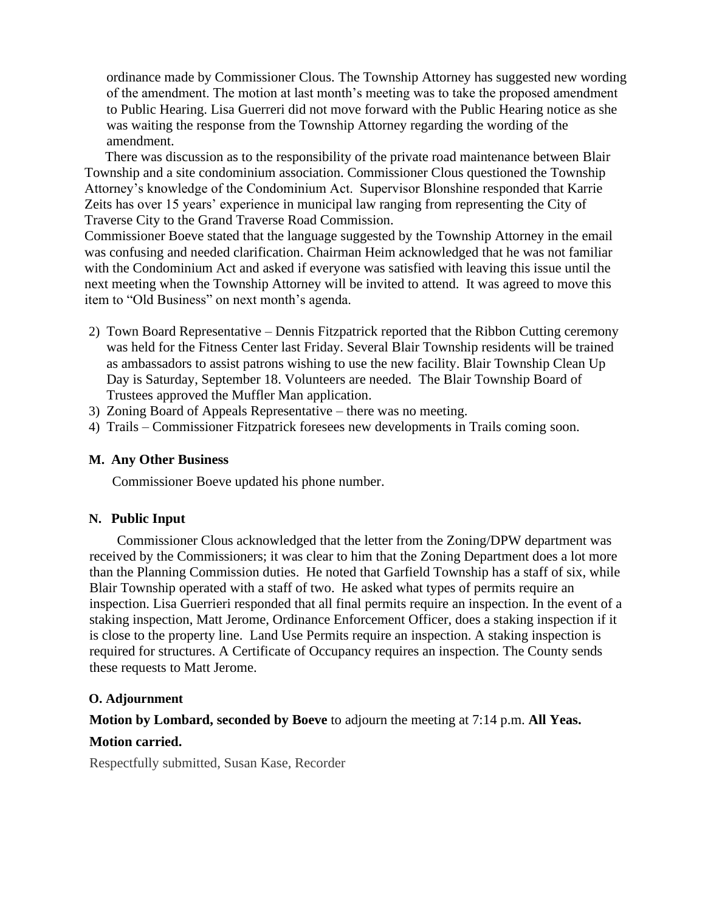ordinance made by Commissioner Clous. The Township Attorney has suggested new wording of the amendment. The motion at last month's meeting was to take the proposed amendment to Public Hearing. Lisa Guerreri did not move forward with the Public Hearing notice as she was waiting the response from the Township Attorney regarding the wording of the amendment.

There was discussion as to the responsibility of the private road maintenance between Blair Township and a site condominium association. Commissioner Clous questioned the Township Attorney's knowledge of the Condominium Act. Supervisor Blonshine responded that Karrie Zeits has over 15 years' experience in municipal law ranging from representing the City of Traverse City to the Grand Traverse Road Commission.

Commissioner Boeve stated that the language suggested by the Township Attorney in the email was confusing and needed clarification. Chairman Heim acknowledged that he was not familiar with the Condominium Act and asked if everyone was satisfied with leaving this issue until the next meeting when the Township Attorney will be invited to attend. It was agreed to move this item to "Old Business" on next month's agenda.

2) Town Board Representative – Dennis Fitzpatrick reported that the Ribbon Cutting ceremony was held for the Fitness Center last Friday. Several Blair Township residents will be trained as ambassadors to assist patrons wishing to use the new facility. Blair Township Clean Up Day is Saturday, September 18. Volunteers are needed. The Blair Township Board of Trustees approved the Muffler Man application.
3) Zoning Board of Appeals Representative – there was no meeting.
4) Trails – Commissioner Fitzpatrick foresees new developments in Trails coming soon.

### M. Any Other Business

Commissioner Boeve updated his phone number.

### N. Public Input

Commissioner Clous acknowledged that the letter from the Zoning/DPW department was received by the Commissioners; it was clear to him that the Zoning Department does a lot more than the Planning Commission duties. He noted that Garfield Township has a staff of six, while Blair Township operated with a staff of two. He asked what types of permits require an inspection. Lisa Guerrieri responded that all final permits require an inspection. In the event of a staking inspection, Matt Jerome, Ordinance Enforcement Officer, does a staking inspection if it is close to the property line. Land Use Permits require an inspection. A staking inspection is required for structures. A Certificate of Occupancy requires an inspection. The County sends these requests to Matt Jerome.

### O. Adjournment

**Motion by Lombard, seconded by Boeve** to adjourn the meeting at 7:14 p.m. **All Yeas.**

**Motion carried.**

Respectfully submitted, Susan Kase, Recorder